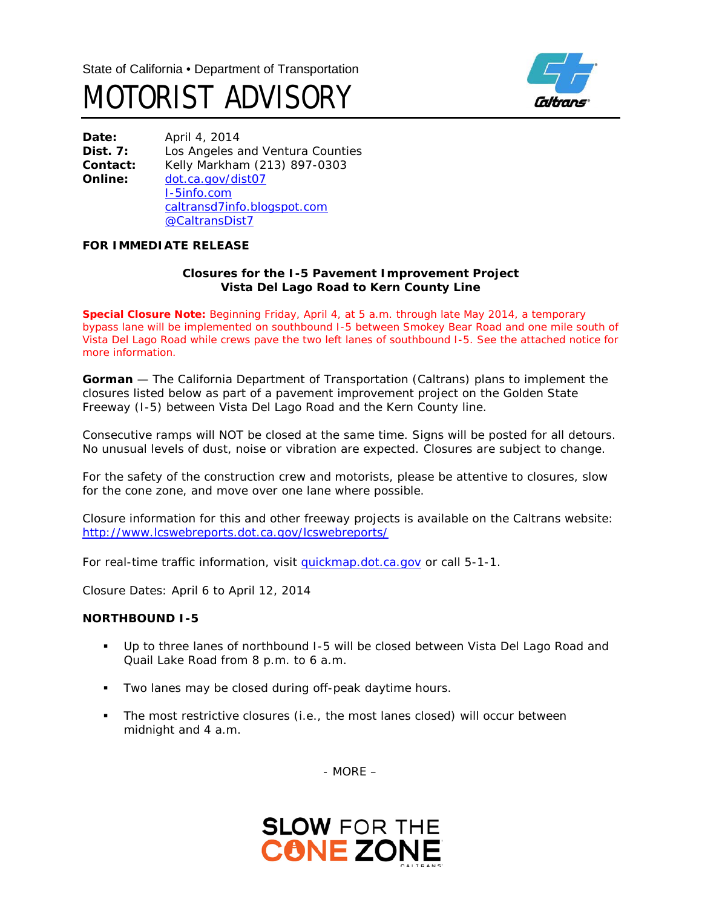State of California • Department of Transportation

# MOTORIST ADVISORY

**Date:** April 4, 2014
**Dist. 7:** Los Angeles and Ventura Counties
**Contact:** Kelly Markham (213) 897-0303
**Online:** dot.ca.gov/dist07
I-5info.com
caltransd7info.blogspot.com
@CaltransDist7

**FOR IMMEDIATE RELEASE**

**Closures for the I-5 Pavement Improvement Project**
**Vista Del Lago Road to Kern County Line**

**Special Closure Note:** Beginning Friday, April 4, at 5 a.m. through late May 2014, a temporary bypass lane will be implemented on southbound I-5 between Smokey Bear Road and one mile south of Vista Del Lago Road while crews pave the two left lanes of southbound I-5. See the attached notice for more information.

**Gorman** — The California Department of Transportation (Caltrans) plans to implement the closures listed below as part of a pavement improvement project on the Golden State Freeway (I-5) between Vista Del Lago Road and the Kern County line.

Consecutive ramps will NOT be closed at the same time. Signs will be posted for all detours. No unusual levels of dust, noise or vibration are expected. Closures are subject to change.

For the safety of the construction crew and motorists, please be attentive to closures, slow for the cone zone, and move over one lane where possible.

Closure information for this and other freeway projects is available on the Caltrans website: http://www.lcswebreports.dot.ca.gov/lcswebreports/

For real-time traffic information, visit quickmap.dot.ca.gov or call 5-1-1.

Closure Dates: April 6 to April 12, 2014

**NORTHBOUND I-5**

- Up to three lanes of northbound I-5 will be closed between Vista Del Lago Road and Quail Lake Road from 8 p.m. to 6 a.m.
- Two lanes may be closed during off-peak daytime hours.
- The most restrictive closures (i.e., the most lanes closed) will occur between midnight and 4 a.m.

- MORE –

SLOW FOR THE CONE ZONE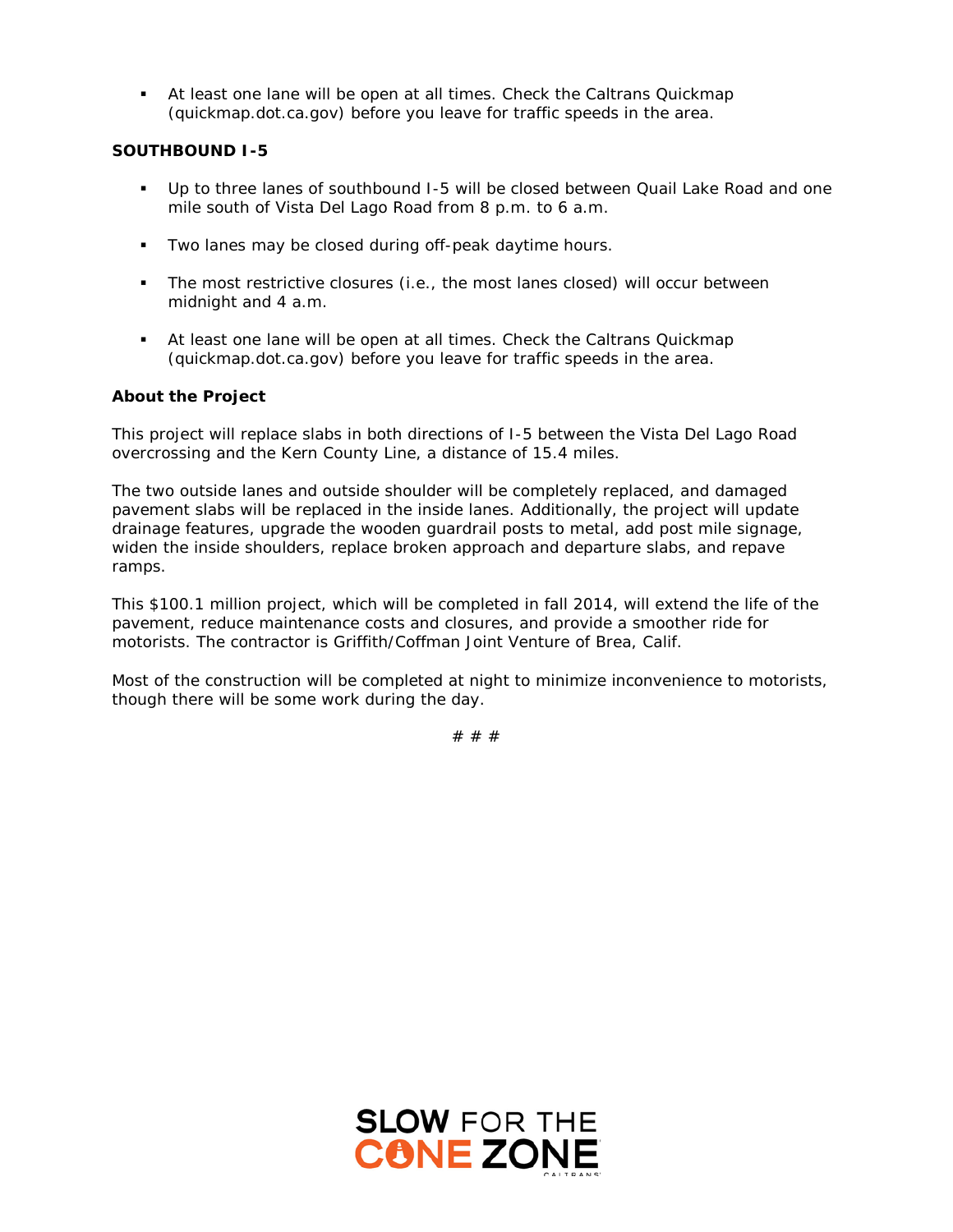- At least one lane will be open at all times. Check the Caltrans Quickmap (quickmap.dot.ca.gov) before you leave for traffic speeds in the area.

**SOUTHBOUND I-5**

- Up to three lanes of southbound I-5 will be closed between Quail Lake Road and one mile south of Vista Del Lago Road from 8 p.m. to 6 a.m.
- Two lanes may be closed during off-peak daytime hours.
- The most restrictive closures (i.e., the most lanes closed) will occur between midnight and 4 a.m.
- At least one lane will be open at all times. Check the Caltrans Quickmap (quickmap.dot.ca.gov) before you leave for traffic speeds in the area.

**About the Project**

This project will replace slabs in both directions of I-5 between the Vista Del Lago Road overcrossing and the Kern County Line, a distance of 15.4 miles.

The two outside lanes and outside shoulder will be completely replaced, and damaged pavement slabs will be replaced in the inside lanes. Additionally, the project will update drainage features, upgrade the wooden guardrail posts to metal, add post mile signage, widen the inside shoulders, replace broken approach and departure slabs, and repave ramps.

This $100.1 million project, which will be completed in fall 2014, will extend the life of the pavement, reduce maintenance costs and closures, and provide a smoother ride for motorists. The contractor is Griffith/Coffman Joint Venture of Brea, Calif.

Most of the construction will be completed at night to minimize inconvenience to motorists, though there will be some work during the day.

# # #

SLOW FOR THE CONE ZONE